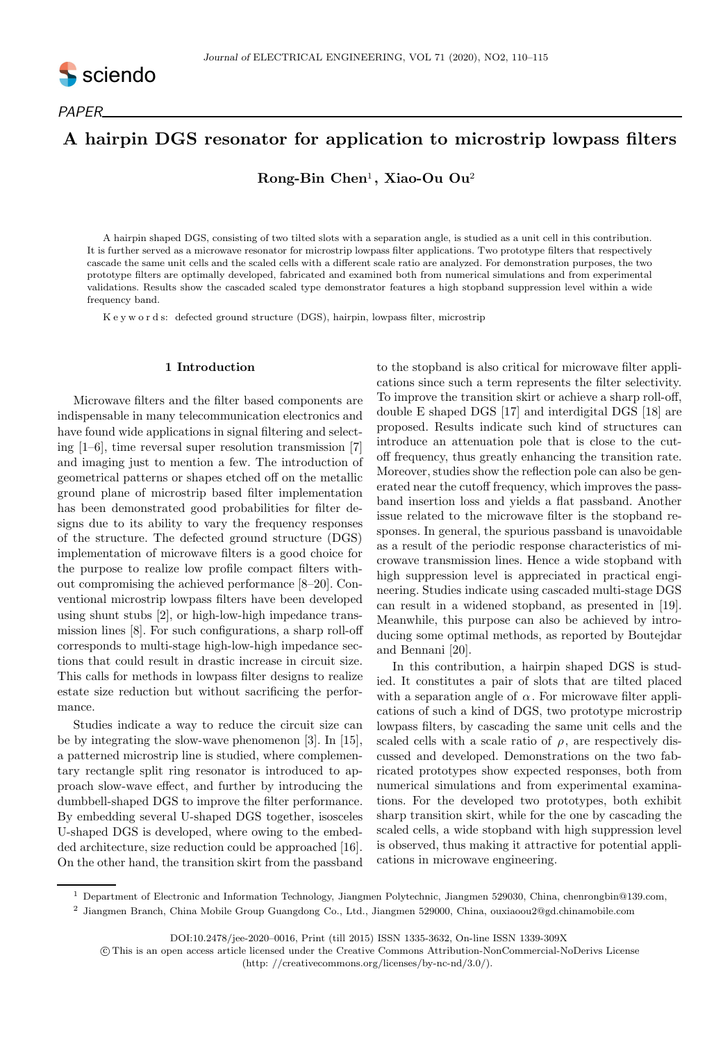PAPER

# A hairpin DGS resonator for application to microstrip lowpass filters

**Rong-Bin Chen**[1], **Xiao-Ou Ou**[2]

A hairpin shaped DGS, consisting of two tilted slots with a separation angle, is studied as a unit cell in this contribution. It is further served as a microwave resonator for microstrip lowpass filter applications. Two prototype filters that respectively cascade the same unit cells and the scaled cells with a different scale ratio are analyzed. For demonstration purposes, the two prototype filters are optimally developed, fabricated and examined both from numerical simulations and from experimental validations. Results show the cascaded scaled type demonstrator features a high stopband suppression level within a wide frequency band.

K e y w o r d s: defected ground structure (DGS), hairpin, lowpass filter, microstrip

## 1 Introduction

Microwave filters and the filter based components are indispensable in many telecommunication electronics and have found wide applications in signal filtering and selecting [1–6], time reversal super resolution transmission [7] and imaging just to mention a few. The introduction of geometrical patterns or shapes etched off on the metallic ground plane of microstrip based filter implementation has been demonstrated good probabilities for filter designs due to its ability to vary the frequency responses of the structure. The defected ground structure (DGS) implementation of microwave filters is a good choice for the purpose to realize low profile compact filters without compromising the achieved performance [8–20]. Conventional microstrip lowpass filters have been developed using shunt stubs [2], or high-low-high impedance transmission lines [8]. For such configurations, a sharp roll-off corresponds to multi-stage high-low-high impedance sections that could result in drastic increase in circuit size. This calls for methods in lowpass filter designs to realize estate size reduction but without sacrificing the performance.

Studies indicate a way to reduce the circuit size can be by integrating the slow-wave phenomenon [3]. In [15], a patterned microstrip line is studied, where complementary rectangle split ring resonator is introduced to approach slow-wave effect, and further by introducing the dumbbell-shaped DGS to improve the filter performance. By embedding several U-shaped DGS together, isosceles U-shaped DGS is developed, where owing to the embedded architecture, size reduction could be approached [16]. On the other hand, the transition skirt from the passband to the stopband is also critical for microwave filter applications since such a term represents the filter selectivity. To improve the transition skirt or achieve a sharp roll-off, double E shaped DGS [17] and interdigital DGS [18] are proposed. Results indicate such kind of structures can introduce an attenuation pole that is close to the cutoff frequency, thus greatly enhancing the transition rate. Moreover, studies show the reflection pole can also be generated near the cutoff frequency, which improves the passband insertion loss and yields a flat passband. Another issue related to the microwave filter is the stopband responses. In general, the spurious passband is unavoidable as a result of the periodic response characteristics of microwave transmission lines. Hence a wide stopband with high suppression level is appreciated in practical engineering. Studies indicate using cascaded multi-stage DGS can result in a widened stopband, as presented in [19]. Meanwhile, this purpose can also be achieved by introducing some optimal methods, as reported by Boutejdar and Bennani [20].

In this contribution, a hairpin shaped DGS is studied. It constitutes a pair of slots that are tilted placed with a separation angle of $\alpha$. For microwave filter applications of such a kind of DGS, two prototype microstrip lowpass filters, by cascading the same unit cells and the scaled cells with a scale ratio of $\rho$, are respectively discussed and developed. Demonstrations on the two fabricated prototypes show expected responses, both from numerical simulations and from experimental examinations. For the developed two prototypes, both exhibit sharp transition skirt, while for the one by cascading the scaled cells, a wide stopband with high suppression level is observed, thus making it attractive for potential applications in microwave engineering.

---

[1] Department of Electronic and Information Technology, Jiangmen Polytechnic, Jiangmen 529030, China, chenrongbin@139.com,

[2] Jiangmen Branch, China Mobile Group Guangdong Co., Ltd., Jiangmen 529000, China, ouxiaoou2@gd.chinamobile.com

DOI:10.2478/jee-2020–0016, Print (till 2015) ISSN 1335-3632, On-line ISSN 1339-309X

© This is an open access article licensed under the Creative Commons Attribution-NonCommercial-NoDerivs License (http: //creativecommons.org/licenses/by-nc-nd/3.0/).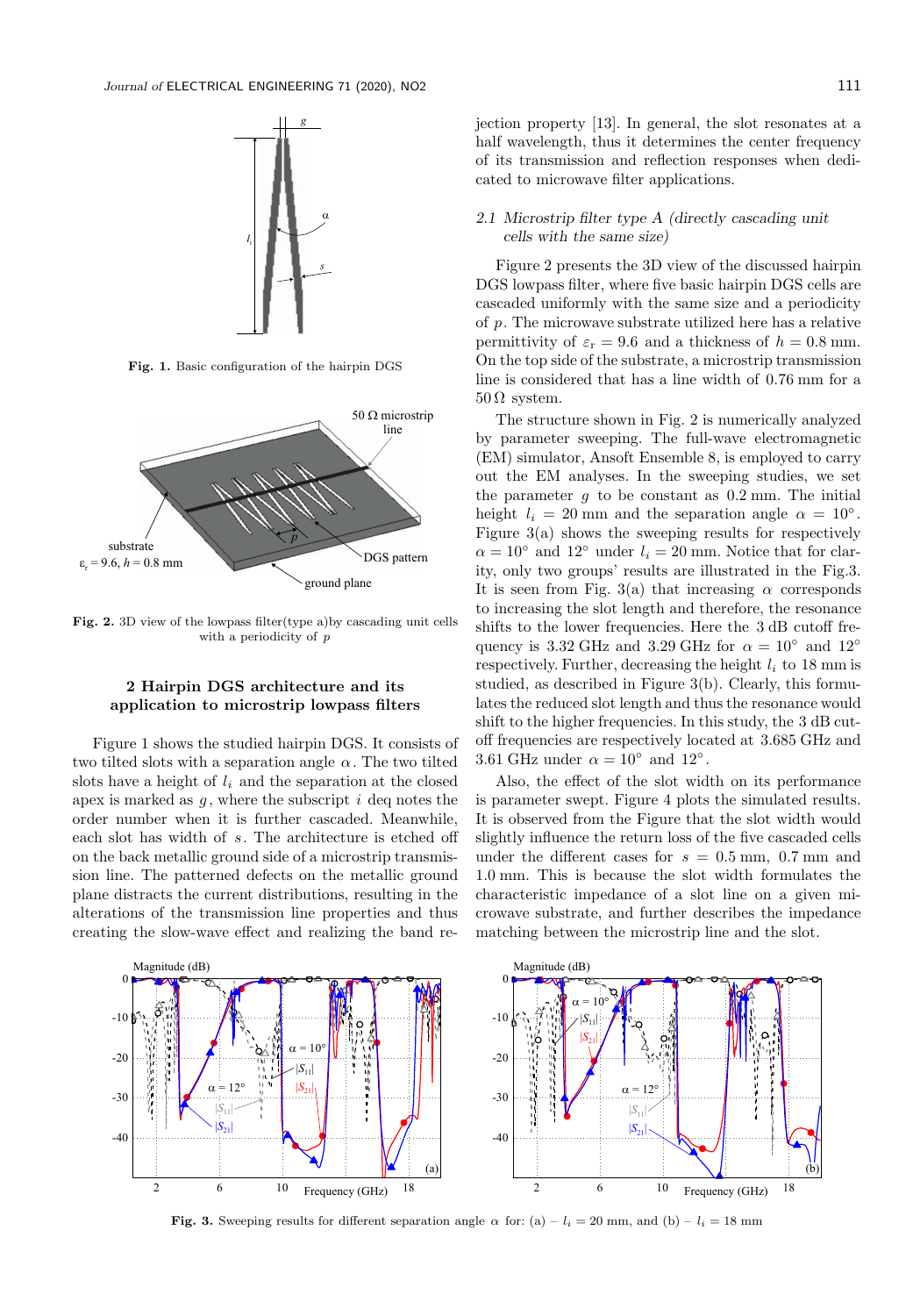**Fig. 1.** Basic configuration of the hairpin DGS

**Fig. 2.** 3D view of the lowpass filter(type a)by cascading unit cells with a periodicity of $p$

## 2 Hairpin DGS architecture and its application to microstrip lowpass filters

Figure 1 shows the studied hairpin DGS. It consists of two tilted slots with a separation angle $\alpha$. The two tilted slots have a height of $l_i$ and the separation at the closed apex is marked as $g$, where the subscript $i$ deq notes the order number when it is further cascaded. Meanwhile, each slot has width of $s$. The architecture is etched off on the back metallic ground side of a microstrip transmission line. The patterned defects on the metallic ground plane distracts the current distributions, resulting in the alterations of the transmission line properties and thus creating the slow-wave effect and realizing the band rejection property [13]. In general, the slot resonates at a half wavelength, thus it determines the center frequency of its transmission and reflection responses when dedicated to microwave filter applications.

### 2.1 *Microstrip filter type A (directly cascading unit cells with the same size)*

Figure 2 presents the 3D view of the discussed hairpin DGS lowpass filter, where five basic hairpin DGS cells are cascaded uniformly with the same size and a periodicity of $p$. The microwave substrate utilized here has a relative permittivity of $\varepsilon_r = 9.6$ and a thickness of $h = 0.8$ mm. On the top side of the substrate, a microstrip transmission line is considered that has a line width of 0.76 mm for a 50 Ω system.

The structure shown in Fig. 2 is numerically analyzed by parameter sweeping. The full-wave electromagnetic (EM) simulator, Ansoft Ensemble 8, is employed to carry out the EM analyses. In the sweeping studies, we set the parameter $g$ to be constant as 0.2 mm. The initial height $l_i = 20$ mm and the separation angle $\alpha = 10^\circ$. Figure 3(a) shows the sweeping results for respectively $\alpha = 10^\circ$ and $12^\circ$ under $l_i = 20$ mm. Notice that for clarity, only two groups' results are illustrated in the Fig.3. It is seen from Fig. 3(a) that increasing $\alpha$ corresponds to increasing the slot length and therefore, the resonance shifts to the lower frequencies. Here the 3 dB cutoff frequency is 3.32 GHz and 3.29 GHz for $\alpha = 10^\circ$ and $12^\circ$ respectively. Further, decreasing the height $l_i$ to 18 mm is studied, as described in Figure 3(b). Clearly, this formulates the reduced slot length and thus the resonance would shift to the higher frequencies. In this study, the 3 dB cutoff frequencies are respectively located at 3.685 GHz and 3.61 GHz under $\alpha = 10^\circ$ and $12^\circ$.

Also, the effect of the slot width on its performance is parameter swept. Figure 4 plots the simulated results. It is observed from the Figure that the slot width would slightly influence the return loss of the five cascaded cells under the different cases for $s = 0.5$ mm, 0.7 mm and 1.0 mm. This is because the slot width formulates the characteristic impedance of a slot line on a given microwave substrate, and further describes the impedance matching between the microstrip line and the slot.

**Fig. 3.** Sweeping results for different separation angle $\alpha$ for: (a) – $l_i = 20$ mm, and (b) – $l_i = 18$ mm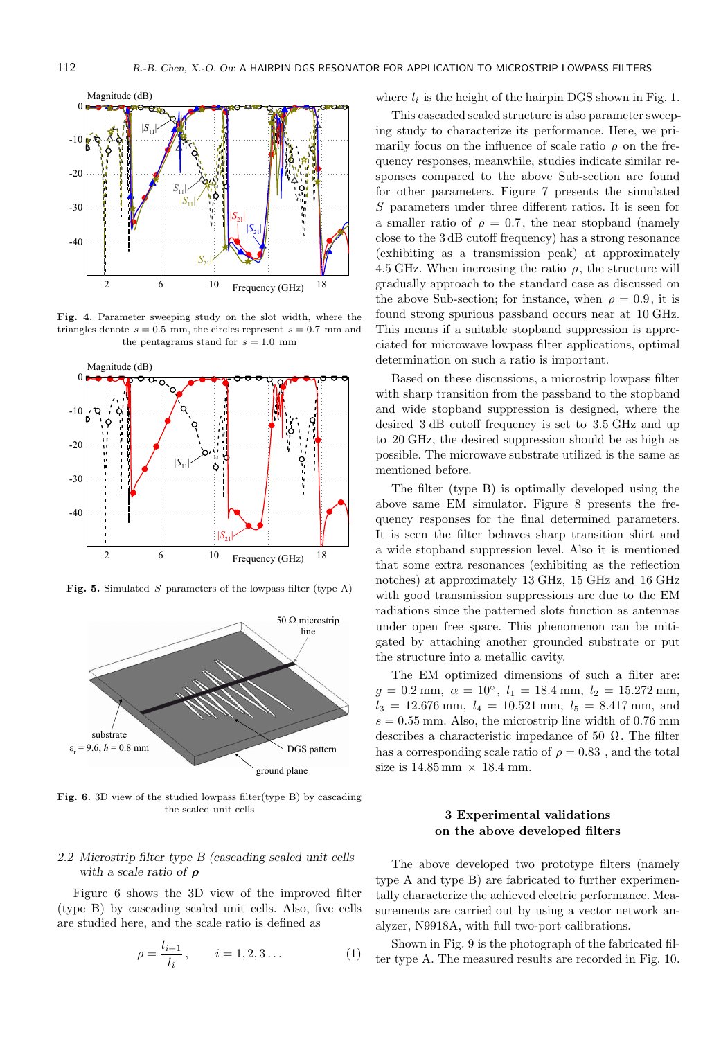Fig. 4. Parameter sweeping study on the slot width, where the triangles denote $s = 0.5$ mm, the circles represent $s = 0.7$ mm and the pentagrams stand for $s = 1.0$ mm

Fig. 5. Simulated $S$ parameters of the lowpass filter (type A)

Fig. 6. 3D view of the studied lowpass filter(type B) by cascading the scaled unit cells

## 2.2 *Microstrip filter type B (cascading scaled unit cells with a scale ratio of* $\rho$*)*

Figure 6 shows the 3D view of the improved filter (type B) by cascading scaled unit cells. Also, five cells are studied here, and the scale ratio is defined as

$$\rho = \frac{l_{i+1}}{l_i}, \qquad i = 1, 2, 3 \ldots \tag{1}$$

where $l_i$ is the height of the hairpin DGS shown in Fig. 1.

This cascaded scaled structure is also parameter sweeping study to characterize its performance. Here, we primarily focus on the influence of scale ratio $\rho$ on the frequency responses, meanwhile, studies indicate similar responses compared to the above Sub-section are found for other parameters. Figure 7 presents the simulated $S$ parameters under three different ratios. It is seen for a smaller ratio of $\rho = 0.7$, the near stopband (namely close to the 3 dB cutoff frequency) has a strong resonance (exhibiting as a transmission peak) at approximately 4.5 GHz. When increasing the ratio $\rho$, the structure will gradually approach to the standard case as discussed on the above Sub-section; for instance, when $\rho = 0.9$, it is found strong spurious passband occurs near at 10 GHz. This means if a suitable stopband suppression is appreciated for microwave lowpass filter applications, optimal determination on such a ratio is important.

Based on these discussions, a microstrip lowpass filter with sharp transition from the passband to the stopband and wide stopband suppression is designed, where the desired 3 dB cutoff frequency is set to 3.5 GHz and up to 20 GHz, the desired suppression should be as high as possible. The microwave substrate utilized is the same as mentioned before.

The filter (type B) is optimally developed using the above same EM simulator. Figure 8 presents the frequency responses for the final determined parameters. It is seen the filter behaves sharp transition shirt and a wide stopband suppression level. Also it is mentioned that some extra resonances (exhibiting as the reflection notches) at approximately 13 GHz, 15 GHz and 16 GHz with good transmission suppressions are due to the EM radiations since the patterned slots function as antennas under open free space. This phenomenon can be mitigated by attaching another grounded substrate or put the structure into a metallic cavity.

The EM optimized dimensions of such a filter are: $g = 0.2$ mm, $\alpha = 10^\circ$, $l_1 = 18.4$ mm, $l_2 = 15.272$ mm, $l_3 = 12.676$ mm, $l_4 = 10.521$ mm, $l_5 = 8.417$ mm, and $s = 0.55$ mm. Also, the microstrip line width of 0.76 mm describes a characteristic impedance of 50 $\Omega$. The filter has a corresponding scale ratio of $\rho = 0.83$ , and the total size is 14.85 mm $\times$ 18.4 mm.

## 3 Experimental validations on the above developed filters

The above developed two prototype filters (namely type A and type B) are fabricated to further experimentally characterize the achieved electric performance. Measurements are carried out by using a vector network analyzer, N9918A, with full two-port calibrations.

Shown in Fig. 9 is the photograph of the fabricated filter type A. The measured results are recorded in Fig. 10.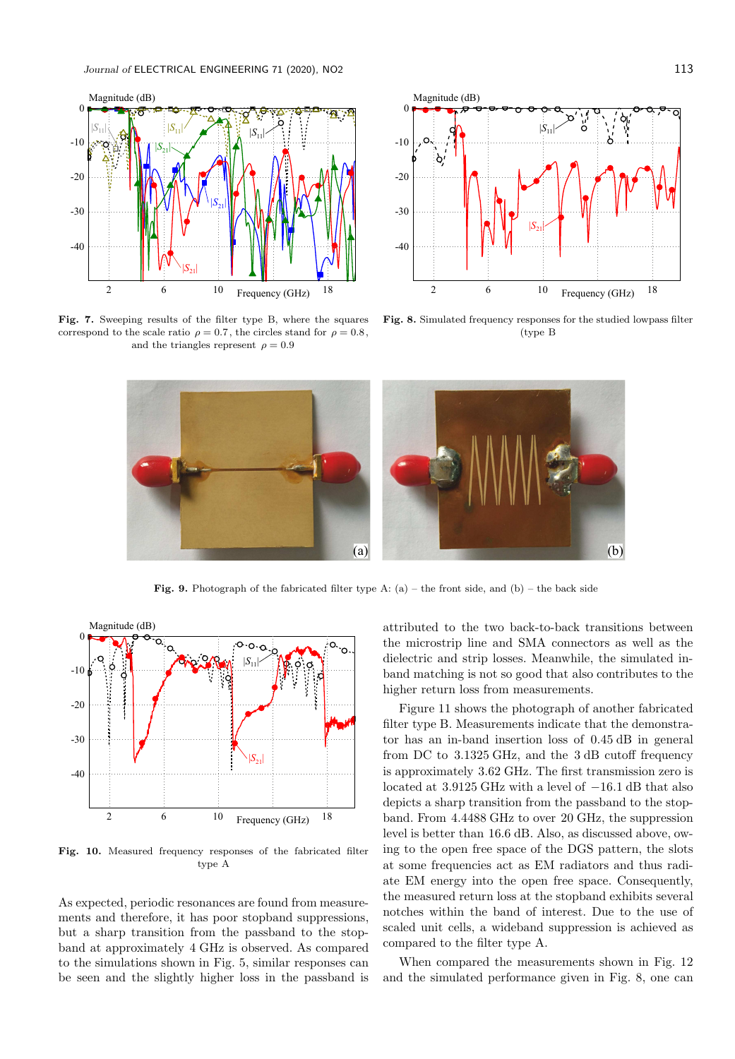**Fig. 7.** Sweeping results of the filter type B, where the squares correspond to the scale ratio $\rho = 0.7$, the circles stand for $\rho = 0.8$, and the triangles represent $\rho = 0.9$

**Fig. 8.** Simulated frequency responses for the studied lowpass filter (type B

**Fig. 9.** Photograph of the fabricated filter type A: (a) – the front side, and (b) – the back side

**Fig. 10.** Measured frequency responses of the fabricated filter type A

As expected, periodic resonances are found from measurements and therefore, it has poor stopband suppressions, but a sharp transition from the passband to the stopband at approximately 4 GHz is observed. As compared to the simulations shown in Fig. 5, similar responses can be seen and the slightly higher loss in the passband is attributed to the two back-to-back transitions between the microstrip line and SMA connectors as well as the dielectric and strip losses. Meanwhile, the simulated in-band matching is not so good that also contributes to the higher return loss from measurements.

Figure 11 shows the photograph of another fabricated filter type B. Measurements indicate that the demonstrator has an in-band insertion loss of 0.45 dB in general from DC to 3.1325 GHz, and the 3 dB cutoff frequency is approximately 3.62 GHz. The first transmission zero is located at 3.9125 GHz with a level of −16.1 dB that also depicts a sharp transition from the passband to the stopband. From 4.4488 GHz to over 20 GHz, the suppression level is better than 16.6 dB. Also, as discussed above, owing to the open free space of the DGS pattern, the slots at some frequencies act as EM radiators and thus radiate EM energy into the open free space. Consequently, the measured return loss at the stopband exhibits several notches within the band of interest. Due to the use of scaled unit cells, a wideband suppression is achieved as compared to the filter type A.

When compared the measurements shown in Fig. 12 and the simulated performance given in Fig. 8, one can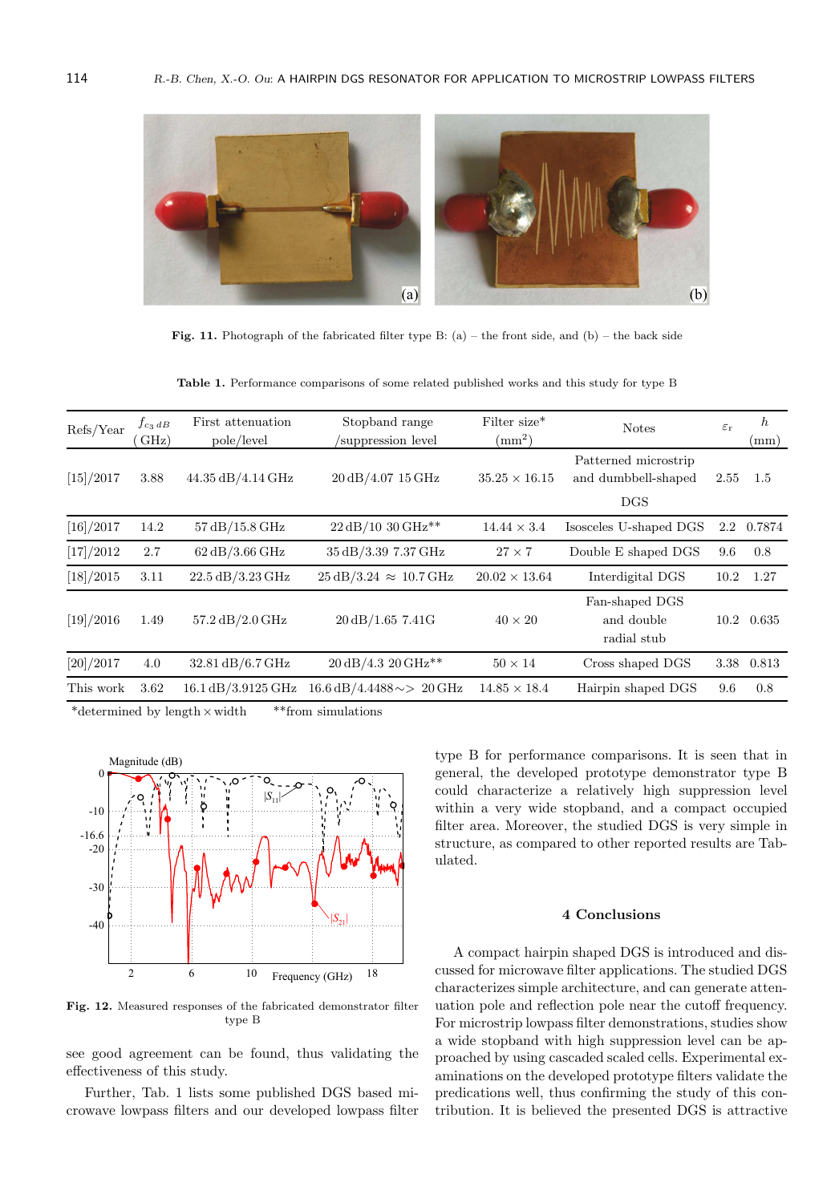Fig. 11. Photograph of the fabricated filter type B: (a) – the front side, and (b) – the back side

**Table 1.** Performance comparisons of some related published works and this study for type B

| Refs/Year | $f_{c_3\,dB}$ (GHz) | First attenuation pole/level | Stopband range /suppression level | Filter size* (mm$^2$) | Notes | $\varepsilon_r$ | $h$ (mm) |
|---|---|---|---|---|---|---|---|
| [15]/2017 | 3.88 | 44.35 dB/4.14 GHz | 20 dB/4.07 15 GHz | 35.25 × 16.15 | Patterned microstrip and dumbbell-shaped DGS | 2.55 | 1.5 |
| [16]/2017 | 14.2 | 57 dB/15.8 GHz | 22 dB/10 30 GHz** | 14.44 × 3.4 | Isosceles U-shaped DGS | 2.2 | 0.7874 |
| [17]/2012 | 2.7 | 62 dB/3.66 GHz | 35 dB/3.39 7.37 GHz | 27 × 7 | Double E shaped DGS | 9.6 | 0.8 |
| [18]/2015 | 3.11 | 22.5 dB/3.23 GHz | 25 dB/3.24 ≈ 10.7 GHz | 20.02 × 13.64 | Interdigital DGS | 10.2 | 1.27 |
| [19]/2016 | 1.49 | 57.2 dB/2.0 GHz | 20 dB/1.65 7.41G | 40 × 20 | Fan-shaped DGS and double radial stub | 10.2 | 0.635 |
| [20]/2017 | 4.0 | 32.81 dB/6.7 GHz | 20 dB/4.3 20 GHz** | 50 × 14 | Cross shaped DGS | 3.38 | 0.813 |
| This work | 3.62 | 16.1 dB/3.9125 GHz | 16.6 dB/4.4488∼> 20 GHz | 14.85 × 18.4 | Hairpin shaped DGS | 9.6 | 0.8 |

*determined by length × width  **from simulations

Fig. 12. Measured responses of the fabricated demonstrator filter type B

see good agreement can be found, thus validating the effectiveness of this study.

Further, Tab. 1 lists some published DGS based microwave lowpass filters and our developed lowpass filter type B for performance comparisons. It is seen that in general, the developed prototype demonstrator type B could characterize a relatively high suppression level within a very wide stopband, and a compact occupied filter area. Moreover, the studied DGS is very simple in structure, as compared to other reported results are Tabulated.

## 4 Conclusions

A compact hairpin shaped DGS is introduced and discussed for microwave filter applications. The studied DGS characterizes simple architecture, and can generate attenuation pole and reflection pole near the cutoff frequency. For microstrip lowpass filter demonstrations, studies show a wide stopband with high suppression level can be approached by using cascaded scaled cells. Experimental examinations on the developed prototype filters validate the predications well, thus confirming the study of this contribution. It is believed the presented DGS is attractive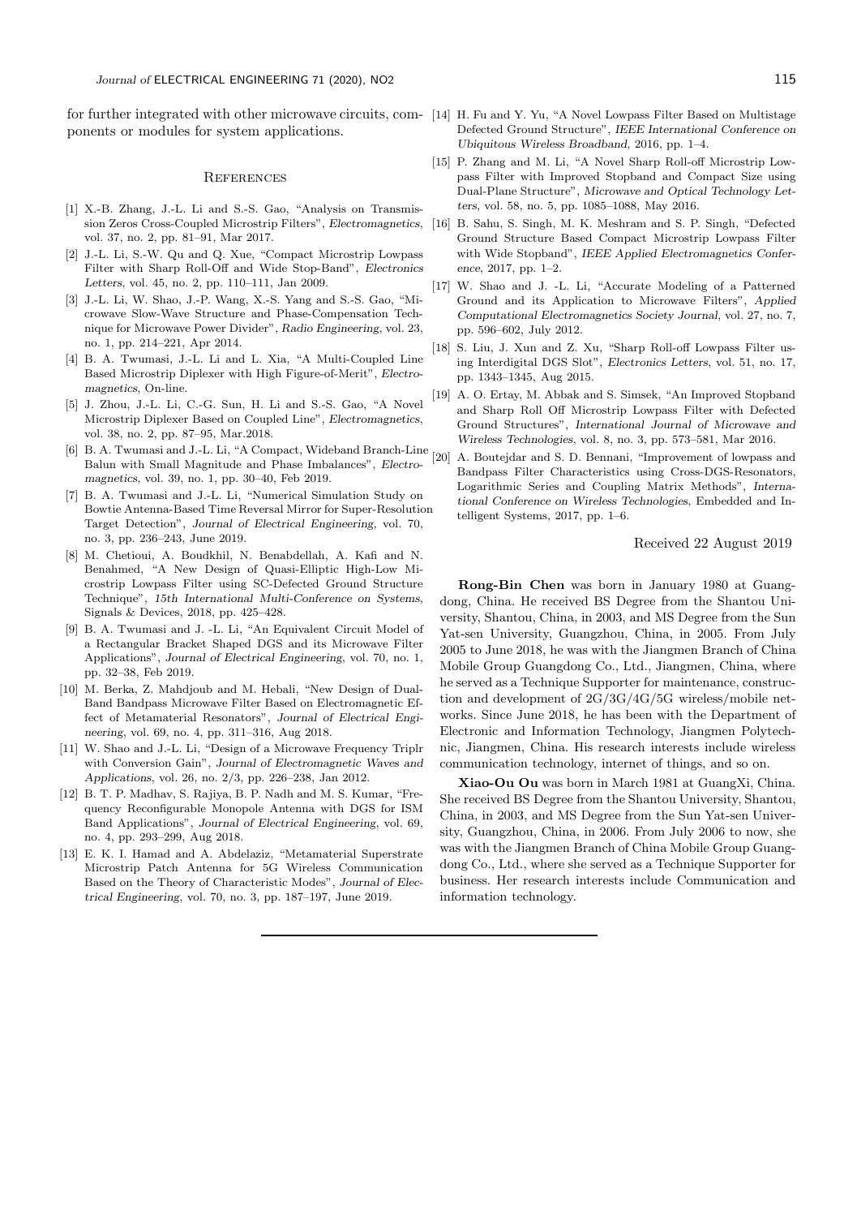for further integrated with other microwave circuits, components or modules for system applications.

## References

[1] X.-B. Zhang, J.-L. Li and S.-S. Gao, "Analysis on Transmission Zeros Cross-Coupled Microstrip Filters", *Electromagnetics*, vol. 37, no. 2, pp. 81–91, Mar 2017.

[2] J.-L. Li, S.-W. Qu and Q. Xue, "Compact Microstrip Lowpass Filter with Sharp Roll-Off and Wide Stop-Band", *Electronics Letters*, vol. 45, no. 2, pp. 110–111, Jan 2009.

[3] J.-L. Li, W. Shao, J.-P. Wang, X.-S. Yang and S.-S. Gao, "Microwave Slow-Wave Structure and Phase-Compensation Technique for Microwave Power Divider", *Radio Engineering*, vol. 23, no. 1, pp. 214–221, Apr 2014.

[4] B. A. Twumasi, J.-L. Li and L. Xia, "A Multi-Coupled Line Based Microstrip Diplexer with High Figure-of-Merit", *Electromagnetics*, On-line.

[5] J. Zhou, J.-L. Li, C.-G. Sun, H. Li and S.-S. Gao, "A Novel Microstrip Diplexer Based on Coupled Line", *Electromagnetics*, vol. 38, no. 2, pp. 87–95, Mar.2018.

[6] B. A. Twumasi and J.-L. Li, "A Compact, Wideband Branch-Line Balun with Small Magnitude and Phase Imbalances", *Electromagnetics*, vol. 39, no. 1, pp. 30–40, Feb 2019.

[7] B. A. Twumasi and J.-L. Li, "Numerical Simulation Study on Bowtie Antenna-Based Time Reversal Mirror for Super-Resolution Target Detection", *Journal of Electrical Engineering*, vol. 70, no. 3, pp. 236–243, June 2019.

[8] M. Chetioui, A. Boudkhil, N. Benabdellah, A. Kafi and N. Benahmed, "A New Design of Quasi-Elliptic High-Low Microstrip Lowpass Filter using SC-Defected Ground Structure Technique", *15th International Multi-Conference on Systems*, Signals & Devices, 2018, pp. 425–428.

[9] B. A. Twumasi and J. -L. Li, "An Equivalent Circuit Model of a Rectangular Bracket Shaped DGS and its Microwave Filter Applications", *Journal of Electrical Engineering*, vol. 70, no. 1, pp. 32–38, Feb 2019.

[10] M. Berka, Z. Mahdjoub and M. Hebali, "New Design of Dual-Band Bandpass Microwave Filter Based on Electromagnetic Effect of Metamaterial Resonators", *Journal of Electrical Engineering*, vol. 69, no. 4, pp. 311–316, Aug 2018.

[11] W. Shao and J.-L. Li, "Design of a Microwave Frequency Triplr with Conversion Gain", *Journal of Electromagnetic Waves and Applications*, vol. 26, no. 2/3, pp. 226–238, Jan 2012.

[12] B. T. P. Madhav, S. Rajiya, B. P. Nadh and M. S. Kumar, "Frequency Reconfigurable Monopole Antenna with DGS for ISM Band Applications", *Journal of Electrical Engineering*, vol. 69, no. 4, pp. 293–299, Aug 2018.

[13] E. K. I. Hamad and A. Abdelaziz, "Metamaterial Superstrate Microstrip Patch Antenna for 5G Wireless Communication Based on the Theory of Characteristic Modes", *Journal of Electrical Engineering*, vol. 70, no. 3, pp. 187–197, June 2019.

[14] H. Fu and Y. Yu, "A Novel Lowpass Filter Based on Multistage Defected Ground Structure", *IEEE International Conference on Ubiquitous Wireless Broadband*, 2016, pp. 1–4.

[15] P. Zhang and M. Li, "A Novel Sharp Roll-off Microstrip Lowpass Filter with Improved Stopband and Compact Size using Dual-Plane Structure", *Microwave and Optical Technology Letters*, vol. 58, no. 5, pp. 1085–1088, May 2016.

[16] B. Sahu, S. Singh, M. K. Meshram and S. P. Singh, "Defected Ground Structure Based Compact Microstrip Lowpass Filter with Wide Stopband", *IEEE Applied Electromagnetics Conference*, 2017, pp. 1–2.

[17] W. Shao and J. -L. Li, "Accurate Modeling of a Patterned Ground and its Application to Microwave Filters", *Applied Computational Electromagnetics Society Journal*, vol. 27, no. 7, pp. 596–602, July 2012.

[18] S. Liu, J. Xun and Z. Xu, "Sharp Roll-off Lowpass Filter using Interdigital DGS Slot", *Electronics Letters*, vol. 51, no. 17, pp. 1343–1345, Aug 2015.

[19] A. O. Ertay, M. Abbak and S. Simsek, "An Improved Stopband and Sharp Roll Off Microstrip Lowpass Filter with Defected Ground Structures", *International Journal of Microwave and Wireless Technologies*, vol. 8, no. 3, pp. 573–581, Mar 2016.

[20] A. Boutejdar and S. D. Bennani, "Improvement of lowpass and Bandpass Filter Characteristics using Cross-DGS-Resonators, Logarithmic Series and Coupling Matrix Methods", *International Conference on Wireless Technologies*, Embedded and Intelligent Systems, 2017, pp. 1–6.

Received 22 August 2019

**Rong-Bin Chen** was born in January 1980 at Guangdong, China. He received BS Degree from the Shantou University, Shantou, China, in 2003, and MS Degree from the Sun Yat-sen University, Guangzhou, China, in 2005. From July 2005 to June 2018, he was with the Jiangmen Branch of China Mobile Group Guangdong Co., Ltd., Jiangmen, China, where he served as a Technique Supporter for maintenance, construction and development of 2G/3G/4G/5G wireless/mobile networks. Since June 2018, he has been with the Department of Electronic and Information Technology, Jiangmen Polytechnic, Jiangmen, China. His research interests include wireless communication technology, internet of things, and so on.

**Xiao-Ou Ou** was born in March 1981 at GuangXi, China. She received BS Degree from the Shantou University, Shantou, China, in 2003, and MS Degree from the Sun Yat-sen University, Guangzhou, China, in 2006. From July 2006 to now, she was with the Jiangmen Branch of China Mobile Group Guangdong Co., Ltd., where she served as a Technique Supporter for business. Her research interests include Communication and information technology.